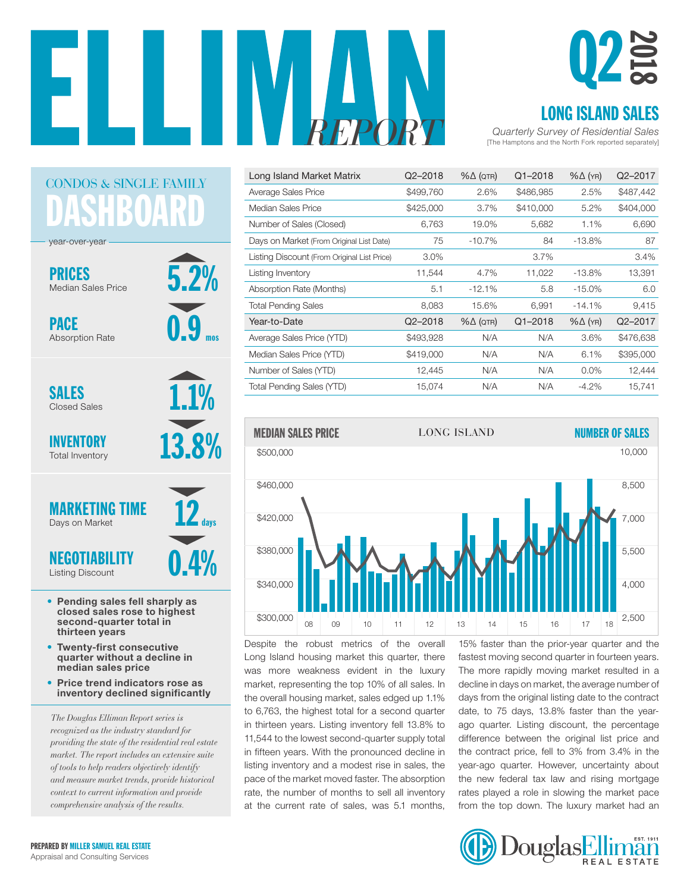# ELLIMAN REPORT

# Q2 2018

## LONG ISLAND SALES

*Quarterly Survey of Residential Sales*

[The Hamptons and the North Fork reported separately]

## CONDOS & SINGLE FAMILY DASHBOARD

year-over-year

**PRICES** Median Sales Price — ▲ 5.2%

**PACE** Absorption Rate — ▼ 0.9 mos

**SALES** Closed Sales — ▲ 1.1%

**INVENTORY** Total Inventory — ▼ 13.8%

**MARKETING TIME** Days on Market — ▼ 12 days

**NEGOTIABILITY** Listing Discount — ▼ 0.4%

- **Pending sales fell sharply as closed sales rose to highest second-quarter total in thirteen years**
- **Twenty-first consecutive quarter without a decline in median sales price**
- **Price trend indicators rose as inventory declined significantly**

*The Douglas Elliman Report series is recognized as the industry standard for providing the state of the residential real estate market. The report includes an extensive suite of tools to help readers objectively identify and measure market trends, provide historical context to current information and provide comprehensive analysis of the results.*

| Long Island Market Matrix | Q2–2018 | %Δ (QTR) | Q1–2018 | %Δ (YR) | Q2–2017 |
|---|---|---|---|---|---|
| Average Sales Price | $499,760 | 2.6% | $486,985 | 2.5% | $487,442 |
| Median Sales Price | $425,000 | 3.7% | $410,000 | 5.2% | $404,000 |
| Number of Sales (Closed) | 6,763 | 19.0% | 5,682 | 1.1% | 6,690 |
| Days on Market (From Original List Date) | 75 | -10.7% | 84 | -13.8% | 87 |
| Listing Discount (From Original List Price) | 3.0% | | 3.7% | | 3.4% |
| Listing Inventory | 11,544 | 4.7% | 11,022 | -13.8% | 13,391 |
| Absorption Rate (Months) | 5.1 | -12.1% | 5.8 | -15.0% | 6.0 |
| Total Pending Sales | 8,083 | 15.6% | 6,991 | -14.1% | 9,415 |
| **Year-to-Date** | **Q2–2018** | **%Δ (QTR)** | **Q1–2018** | **%Δ (YR)** | **Q2–2017** |
| Average Sales Price (YTD) | $493,928 | N/A | N/A | 3.6% | $476,638 |
| Median Sales Price (YTD) | $419,000 | N/A | N/A | 6.1% | $395,000 |
| Number of Sales (YTD) | 12,445 | N/A | N/A | 0.0% | 12,444 |
| Total Pending Sales (YTD) | 15,074 | N/A | N/A | -4.2% | 15,741 |

**MEDIAN SALES PRICE** — LONG ISLAND — **NUMBER OF SALES**

Despite the robust metrics of the overall Long Island housing market this quarter, there was more weakness evident in the luxury market, representing the top 10% of all sales. In the overall housing market, sales edged up 1.1% to 6,763, the highest total for a second quarter in thirteen years. Listing inventory fell 13.8% to 11,544 to the lowest second-quarter supply total in fifteen years. With the pronounced decline in listing inventory and a modest rise in sales, the pace of the market moved faster. The absorption rate, the number of months to sell all inventory at the current rate of sales, was 5.1 months, 15% faster than the prior-year quarter and the fastest moving second quarter in fourteen years. The more rapidly moving market resulted in a decline in days on market, the average number of days from the original listing date to the contract date, to 75 days, 13.8% faster than the year-ago quarter. Listing discount, the percentage difference between the original list price and the contract price, fell to 3% from 3.4% in the year-ago quarter. However, uncertainty about the new federal tax law and rising mortgage rates played a role in slowing the market pace from the top down. The luxury market had an

**PREPARED BY MILLER SAMUEL REAL ESTATE**
Appraisal and Consulting Services

Douglas Elliman Real Estate EST. 1911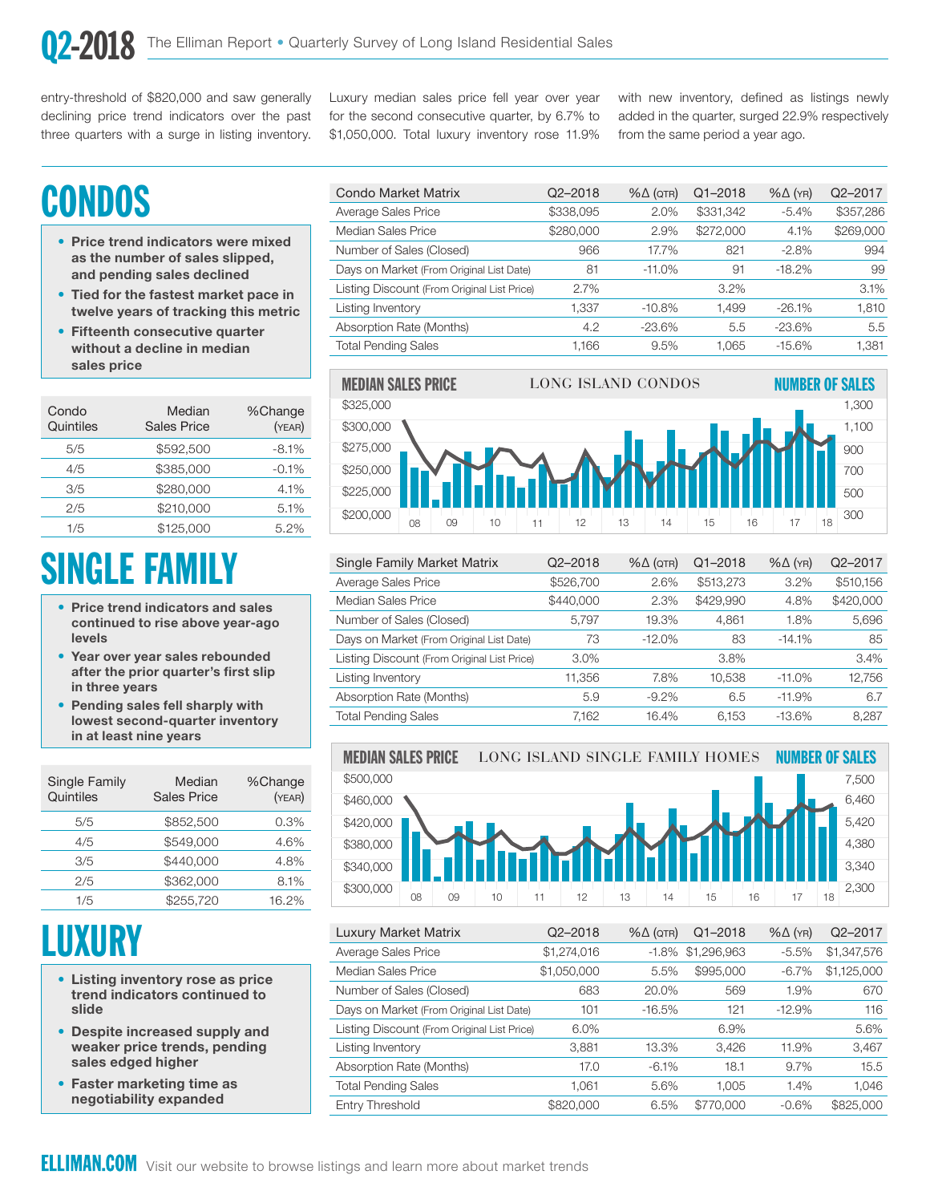entry-threshold of $820,000 and saw generally declining price trend indicators over the past three quarters with a surge in listing inventory. Luxury median sales price fell year over year for the second consecutive quarter, by 6.7% to $1,050,000. Total luxury inventory rose 11.9% with new inventory, defined as listings newly added in the quarter, surged 22.9% respectively from the same period a year ago.

# CONDOS

- **Price trend indicators were mixed as the number of sales slipped, and pending sales declined**
- **Tied for the fastest market pace in twelve years of tracking this metric**
- **Fifteenth consecutive quarter without a decline in median sales price**

| Condo Quintiles | Median Sales Price | %Change (YEAR) |
|---|---|---|
| 5/5 | $592,500 | -8.1% |
| 4/5 | $385,000 | -0.1% |
| 3/5 | $280,000 | 4.1% |
| 2/5 | $210,000 | 5.1% |
| 1/5 | $125,000 | 5.2% |

| Condo Market Matrix | Q2–2018 | %Δ (QTR) | Q1–2018 | %Δ (YR) | Q2–2017 |
|---|---|---|---|---|---|
| Average Sales Price | $338,095 | 2.0% | $331,342 | -5.4% | $357,286 |
| Median Sales Price | $280,000 | 2.9% | $272,000 | 4.1% | $269,000 |
| Number of Sales (Closed) | 966 | 17.7% | 821 | -2.8% | 994 |
| Days on Market (From Original List Date) | 81 | -11.0% | 91 | -18.2% | 99 |
| Listing Discount (From Original List Price) | 2.7% | | 3.2% | | 3.1% |
| Listing Inventory | 1,337 | -10.8% | 1,499 | -26.1% | 1,810 |
| Absorption Rate (Months) | 4.2 | -23.6% | 5.5 | -23.6% | 5.5 |
| Total Pending Sales | 1,166 | 9.5% | 1,065 | -15.6% | 1,381 |

MEDIAN SALES PRICE — LONG ISLAND CONDOS — NUMBER OF SALES

# SINGLE FAMILY

- **Price trend indicators and sales continued to rise above year-ago levels**
- **Year over year sales rebounded after the prior quarter's first slip in three years**
- **Pending sales fell sharply with lowest second-quarter inventory in at least nine years**

| Single Family Quintiles | Median Sales Price | %Change (YEAR) |
|---|---|---|
| 5/5 | $852,500 | 0.3% |
| 4/5 | $549,000 | 4.6% |
| 3/5 | $440,000 | 4.8% |
| 2/5 | $362,000 | 8.1% |
| 1/5 | $255,720 | 16.2% |

| Single Family Market Matrix | Q2–2018 | %Δ (QTR) | Q1–2018 | %Δ (YR) | Q2–2017 |
|---|---|---|---|---|---|
| Average Sales Price | $526,700 | 2.6% | $513,273 | 3.2% | $510,156 |
| Median Sales Price | $440,000 | 2.3% | $429,990 | 4.8% | $420,000 |
| Number of Sales (Closed) | 5,797 | 19.3% | 4,861 | 1.8% | 5,696 |
| Days on Market (From Original List Date) | 73 | -12.0% | 83 | -14.1% | 85 |
| Listing Discount (From Original List Price) | 3.0% | | 3.8% | | 3.4% |
| Listing Inventory | 11,356 | 7.8% | 10,538 | -11.0% | 12,756 |
| Absorption Rate (Months) | 5.9 | -9.2% | 6.5 | -11.9% | 6.7 |
| Total Pending Sales | 7,162 | 16.4% | 6,153 | -13.6% | 8,287 |

MEDIAN SALES PRICE — LONG ISLAND SINGLE FAMILY HOMES — NUMBER OF SALES

# LUXURY

- **Listing inventory rose as price trend indicators continued to slide**
- **Despite increased supply and weaker price trends, pending sales edged higher**
- **Faster marketing time as negotiability expanded**

| Luxury Market Matrix | Q2–2018 | %Δ (QTR) | Q1–2018 | %Δ (YR) | Q2–2017 |
|---|---|---|---|---|---|
| Average Sales Price | $1,274,016 | -1.8% | $1,296,963 | -5.5% | $1,347,576 |
| Median Sales Price | $1,050,000 | 5.5% | $995,000 | -6.7% | $1,125,000 |
| Number of Sales (Closed) | 683 | 20.0% | 569 | 1.9% | 670 |
| Days on Market (From Original List Date) | 101 | -16.5% | 121 | -12.9% | 116 |
| Listing Discount (From Original List Price) | 6.0% | | 6.9% | | 5.6% |
| Listing Inventory | 3,881 | 13.3% | 3,426 | 11.9% | 3,467 |
| Absorption Rate (Months) | 17.0 | -6.1% | 18.1 | 9.7% | 15.5 |
| Total Pending Sales | 1,061 | 5.6% | 1,005 | 1.4% | 1,046 |
| Entry Threshold | $820,000 | 6.5% | $770,000 | -0.6% | $825,000 |

**ELLIMAN.COM** Visit our website to browse listings and learn more about market trends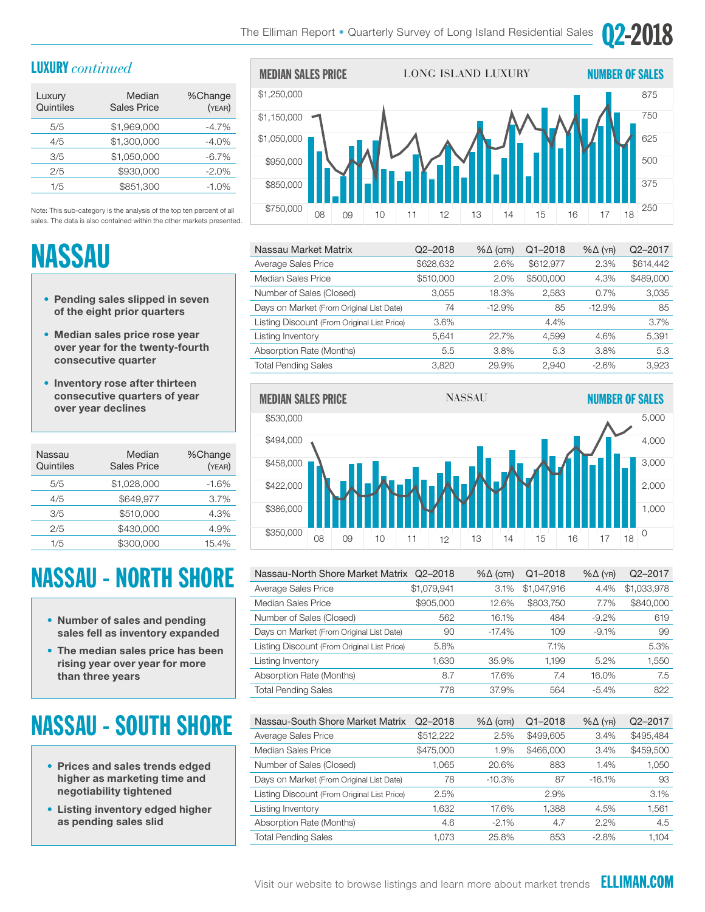## LUXURY *continued*

| Luxury Quintiles | Median Sales Price | %Change (YEAR) |
|---|---|---|
| 5/5 | $1,969,000 | -4.7% |
| 4/5 | $1,300,000 | -4.0% |
| 3/5 | $1,050,000 | -6.7% |
| 2/5 | $930,000 | -2.0% |
| 1/5 | $851,300 | -1.0% |

Note: This sub-category is the analysis of the top ten percent of all sales. The data is also contained within the other markets presented.

MEDIAN SALES PRICE — LONG ISLAND LUXURY — NUMBER OF SALES

# NASSAU

- **Pending sales slipped in seven of the eight prior quarters**
- **Median sales price rose year over year for the twenty-fourth consecutive quarter**
- **Inventory rose after thirteen consecutive quarters of year over year declines**

| Nassau Market Matrix | Q2–2018 | %Δ (QTR) | Q1–2018 | %Δ (YR) | Q2–2017 |
|---|---|---|---|---|---|
| Average Sales Price | $628,632 | 2.6% | $612,977 | 2.3% | $614,442 |
| Median Sales Price | $510,000 | 2.0% | $500,000 | 4.3% | $489,000 |
| Number of Sales (Closed) | 3,055 | 18.3% | 2,583 | 0.7% | 3,035 |
| Days on Market (From Original List Date) | 74 | -12.9% | 85 | -12.9% | 85 |
| Listing Discount (From Original List Price) | 3.6% | | 4.4% | | 3.7% |
| Listing Inventory | 5,641 | 22.7% | 4,599 | 4.6% | 5,391 |
| Absorption Rate (Months) | 5.5 | 3.8% | 5.3 | 3.8% | 5.3 |
| Total Pending Sales | 3,820 | 29.9% | 2,940 | -2.6% | 3,923 |

| Nassau Quintiles | Median Sales Price | %Change (YEAR) |
|---|---|---|
| 5/5 | $1,028,000 | -1.6% |
| 4/5 | $649,977 | 3.7% |
| 3/5 | $510,000 | 4.3% |
| 2/5 | $430,000 | 4.9% |
| 1/5 | $300,000 | 15.4% |

MEDIAN SALES PRICE — NASSAU — NUMBER OF SALES

# NASSAU - NORTH SHORE

- **Number of sales and pending sales fell as inventory expanded**
- **The median sales price has been rising year over year for more than three years**

| Nassau-North Shore Market Matrix | Q2–2018 | %Δ (QTR) | Q1–2018 | %Δ (YR) | Q2–2017 |
|---|---|---|---|---|---|
| Average Sales Price | $1,079,941 | 3.1% | $1,047,916 | 4.4% | $1,033,978 |
| Median Sales Price | $905,000 | 12.6% | $803,750 | 7.7% | $840,000 |
| Number of Sales (Closed) | 562 | 16.1% | 484 | -9.2% | 619 |
| Days on Market (From Original List Date) | 90 | -17.4% | 109 | -9.1% | 99 |
| Listing Discount (From Original List Price) | 5.8% | | 7.1% | | 5.3% |
| Listing Inventory | 1,630 | 35.9% | 1,199 | 5.2% | 1,550 |
| Absorption Rate (Months) | 8.7 | 17.6% | 7.4 | 16.0% | 7.5 |
| Total Pending Sales | 778 | 37.9% | 564 | -5.4% | 822 |

# NASSAU - SOUTH SHORE

- **Prices and sales trends edged higher as marketing time and negotiability tightened**
- **Listing inventory edged higher as pending sales slid**

| Nassau-South Shore Market Matrix | Q2–2018 | %Δ (QTR) | Q1–2018 | %Δ (YR) | Q2–2017 |
|---|---|---|---|---|---|
| Average Sales Price | $512,222 | 2.5% | $499,605 | 3.4% | $495,484 |
| Median Sales Price | $475,000 | 1.9% | $466,000 | 3.4% | $459,500 |
| Number of Sales (Closed) | 1,065 | 20.6% | 883 | 1.4% | 1,050 |
| Days on Market (From Original List Date) | 78 | -10.3% | 87 | -16.1% | 93 |
| Listing Discount (From Original List Price) | 2.5% | | 2.9% | | 3.1% |
| Listing Inventory | 1,632 | 17.6% | 1,388 | 4.5% | 1,561 |
| Absorption Rate (Months) | 4.6 | -2.1% | 4.7 | 2.2% | 4.5 |
| Total Pending Sales | 1,073 | 25.8% | 853 | -2.8% | 1,104 |

Visit our website to browse listings and learn more about market trends **ELLIMAN.COM**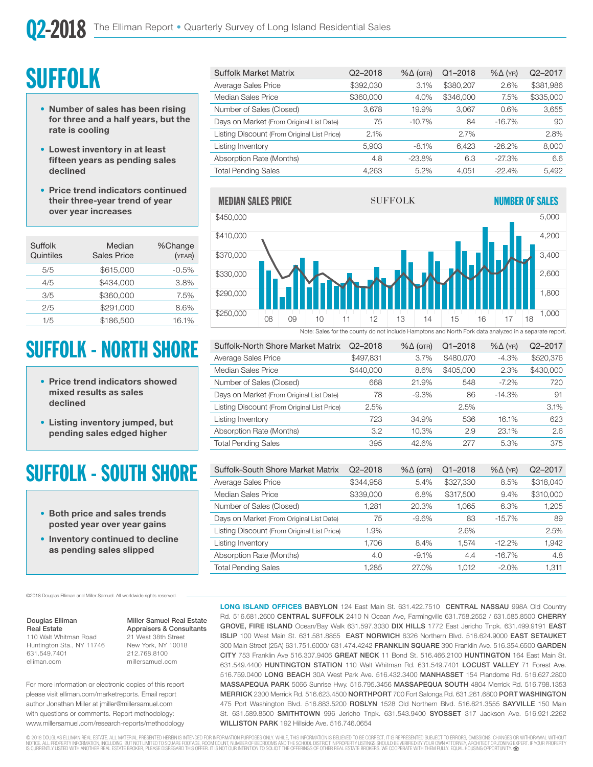# Q2-2018 The Elliman Report • Quarterly Survey of Long Island Residential Sales

## SUFFOLK

- **Number of sales has been rising for three and a half years, but the rate is cooling**
- **Lowest inventory in at least fifteen years as pending sales declined**
- **Price trend indicators continued their three-year trend of year over year increases**

| Suffolk Market Matrix | Q2–2018 | %Δ (QTR) | Q1–2018 | %Δ (YR) | Q2–2017 |
|---|---|---|---|---|---|
| Average Sales Price | $392,030 | 3.1% | $380,207 | 2.6% | $381,986 |
| Median Sales Price | $360,000 | 4.0% | $346,000 | 7.5% | $335,000 |
| Number of Sales (Closed) | 3,678 | 19.9% | 3,067 | 0.6% | 3,655 |
| Days on Market (From Original List Date) | 75 | -10.7% | 84 | -16.7% | 90 |
| Listing Discount (From Original List Price) | 2.1% | | 2.7% | | 2.8% |
| Listing Inventory | 5,903 | -8.1% | 6,423 | -26.2% | 8,000 |
| Absorption Rate (Months) | 4.8 | -23.8% | 6.3 | -27.3% | 6.6 |
| Total Pending Sales | 4,263 | 5.2% | 4,051 | -22.4% | 5,492 |

| Suffolk Quintiles | Median Sales Price | %Change (YEAR) |
|---|---|---|
| 5/5 | $615,000 | -0.5% |
| 4/5 | $434,000 | 3.8% |
| 3/5 | $360,000 | 7.5% |
| 2/5 | $291,000 | 8.6% |
| 1/5 | $186,500 | 16.1% |

MEDIAN SALES PRICE
SUFFOLK
NUMBER OF SALES

$450,000
$410,000
$370,000
$330,000
$290,000
$250,000

5,000
4,200
3,400
2,600
1,800
1,000

08 09 10 11 12 13 14 15 16 17 18

Note: Sales for the county do not include Hamptons and North Fork data analyzed in a separate report.

## SUFFOLK - NORTH SHORE

- **Price trend indicators showed mixed results as sales declined**
- **Listing inventory jumped, but pending sales edged higher**

| Suffolk-North Shore Market Matrix | Q2–2018 | %Δ (QTR) | Q1–2018 | %Δ (YR) | Q2–2017 |
|---|---|---|---|---|---|
| Average Sales Price | $497,831 | 3.7% | $480,070 | -4.3% | $520,376 |
| Median Sales Price | $440,000 | 8.6% | $405,000 | 2.3% | $430,000 |
| Number of Sales (Closed) | 668 | 21.9% | 548 | -7.2% | 720 |
| Days on Market (From Original List Date) | 78 | -9.3% | 86 | -14.3% | 91 |
| Listing Discount (From Original List Price) | 2.5% | | 2.5% | | 3.1% |
| Listing Inventory | 723 | 34.9% | 536 | 16.1% | 623 |
| Absorption Rate (Months) | 3.2 | 10.3% | 2.9 | 23.1% | 2.6 |
| Total Pending Sales | 395 | 42.6% | 277 | 5.3% | 375 |

## SUFFOLK - SOUTH SHORE

- **Both price and sales trends posted year over year gains**
- **Inventory continued to decline as pending sales slipped**

| Suffolk-South Shore Market Matrix | Q2–2018 | %Δ (QTR) | Q1–2018 | %Δ (YR) | Q2–2017 |
|---|---|---|---|---|---|
| Average Sales Price | $344,958 | 5.4% | $327,330 | 8.5% | $318,040 |
| Median Sales Price | $339,000 | 6.8% | $317,500 | 9.4% | $310,000 |
| Number of Sales (Closed) | 1,281 | 20.3% | 1,065 | 6.3% | 1,205 |
| Days on Market (From Original List Date) | 75 | -9.6% | 83 | -15.7% | 89 |
| Listing Discount (From Original List Price) | 1.9% | | 2.6% | | 2.5% |
| Listing Inventory | 1,706 | 8.4% | 1,574 | -12.2% | 1,942 |
| Absorption Rate (Months) | 4.0 | -9.1% | 4.4 | -16.7% | 4.8 |
| Total Pending Sales | 1,285 | 27.0% | 1,012 | -2.0% | 1,311 |

©2018 Douglas Elliman and Miller Samuel. All worldwide rights reserved.

**Douglas Elliman Real Estate**
110 Walt Whitman Road
Huntington Sta., NY 11746
631.549.7401
elliman.com

**Miller Samuel Real Estate Appraisers & Consultants**
21 West 38th Street
New York, NY 10018
212.768.8100
millersamuel.com

For more information or electronic copies of this report please visit elliman.com/marketreports. Email report author Jonathan Miller at jmiller@millersamuel.com with questions or comments. Report methodology: www.millersamuel.com/research-reports/methodology

**LONG ISLAND OFFICES** **BABYLON** 124 East Main St. 631.422.7510 **CENTRAL NASSAU** 998A Old Country Rd. 516.681.2600 **CENTRAL SUFFOLK** 2410 N Ocean Ave, Farmingville 631.758.2552 / 631.585.8500 **CHERRY GROVE, FIRE ISLAND** Ocean/Bay Walk 631.597.3030 **DIX HILLS** 1772 East Jericho Tnpk. 631.499.9191 **EAST ISLIP** 100 West Main St. 631.581.8855 **EAST NORWICH** 6326 Northern Blvd. 516.624.9000 **EAST SETAUKET** 300 Main Street (25A) 631.751.6000/ 631.474.4242 **FRANKLIN SQUARE** 390 Franklin Ave. 516.354.6500 **GARDEN CITY** 753 Franklin Ave 516.307.9406 **GREAT NECK** 11 Bond St. 516.466.2100 **HUNTINGTON** 164 East Main St. 631.549.4400 **HUNTINGTON STATION** 110 Walt Whitman Rd. 631.549.7401 **LOCUST VALLEY** 71 Forest Ave. 516.759.0400 **LONG BEACH** 30A West Park Ave. 516.432.3400 **MANHASSET** 154 Plandome Rd. 516.627.2800 **MASSAPEQUA PARK** 5066 Sunrise Hwy. 516.795.3456 **MASSAPEQUA SOUTH** 4804 Merrick Rd. 516.798.1353 **MERRICK** 2300 Merrick Rd. 516.623.4500 **NORTHPORT** 700 Fort Salonga Rd. 631.261.6800 **PORT WASHINGTON** 475 Port Washington Blvd. 516.883.5200 **ROSLYN** 1528 Old Northern Blvd. 516.621.3555 **SAYVILLE** 150 Main St. 631.589.8500 **SMITHTOWN** 996 Jericho Tnpk. 631.543.9400 **SYOSSET** 317 Jackson Ave. 516.921.2262 **WILLISTON PARK** 192 Hillside Ave. 516.746.0654

© 2018 DOUGLAS ELLIMAN REAL ESTATE. ALL MATERIAL PRESENTED HEREIN IS INTENDED FOR INFORMATION PURPOSES ONLY. WHILE, THIS INFORMATION IS BELIEVED TO BE CORRECT, IT IS REPRESENTED SUBJECT TO ERRORS, OMISSIONS, CHANGES OR WITHDRAWAL WITHOUT NOTICE. ALL PROPERTY INFORMATION, INCLUDING, BUT NOT LIMITED TO SQUARE FOOTAGE, ROOM COUNT, NUMBER OF BEDROOMS AND THE SCHOOL DISTRICT IN PROPERTY LISTINGS SHOULD BE VERIFIED BY YOUR OWN ATTORNEY, ARCHITECT OR ZONING EXPERT. IF YOUR PROPERTY IS CURRENTLY LISTED WITH ANOTHER REAL ESTATE BROKER, PLEASE DISREGARD THIS OFFER. IT IS NOT OUR INTENTION TO SOLICIT THE OFFERINGS OF OTHER REAL ESTATE BROKERS. WE COOPERATE WITH THEM FULLY. EQUAL HOUSING OPPORTUNITY.